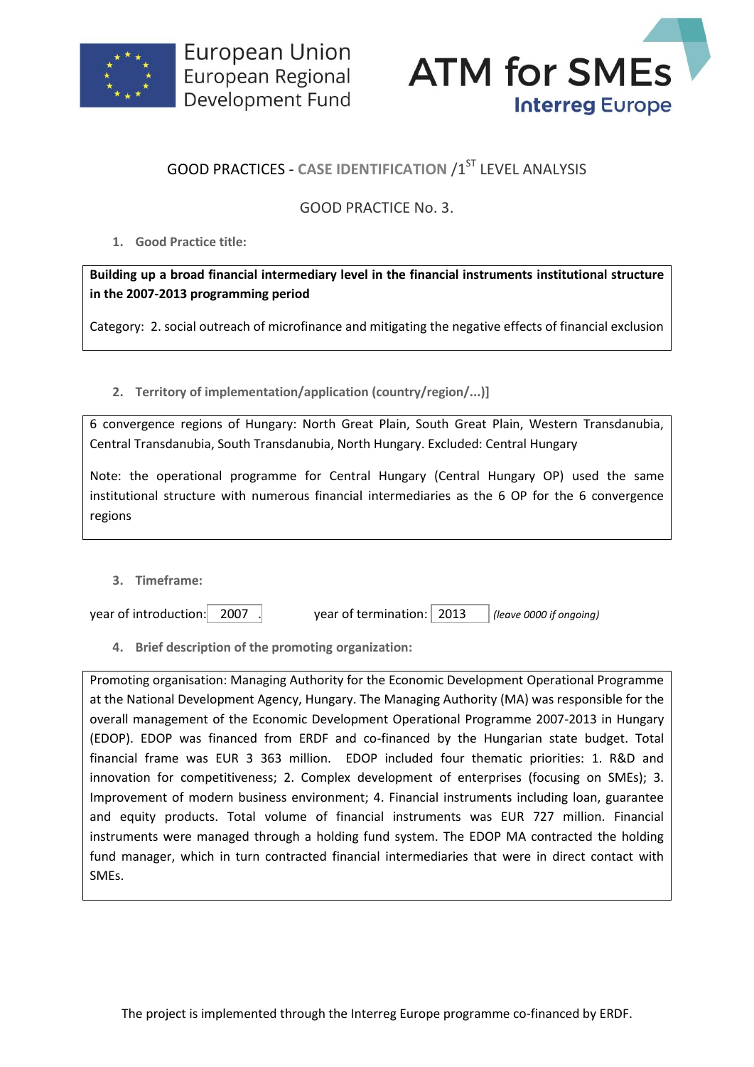GOOD PRACTICES - CASE IDENTIFICATION /1[ST] LEVEL ANALYSIS

GOOD PRACTICE No. 3.

1. **Good Practice title:**

**Building up a broad financial intermediary level in the financial instruments institutional structure in the 2007-2013 programming period**

Category: 2. social outreach of microfinance and mitigating the negative effects of financial exclusion

2. **Territory of implementation/application (country/region/...)]**

6 convergence regions of Hungary: North Great Plain, South Great Plain, Western Transdanubia, Central Transdanubia, South Transdanubia, North Hungary. Excluded: Central Hungary

Note: the operational programme for Central Hungary (Central Hungary OP) used the same institutional structure with numerous financial intermediaries as the 6 OP for the 6 convergence regions

3. **Timeframe:**

year of introduction: 2007 . year of termination: 2013 *(leave 0000 if ongoing)*

4. **Brief description of the promoting organization:**

Promoting organisation: Managing Authority for the Economic Development Operational Programme at the National Development Agency, Hungary. The Managing Authority (MA) was responsible for the overall management of the Economic Development Operational Programme 2007-2013 in Hungary (EDOP). EDOP was financed from ERDF and co-financed by the Hungarian state budget. Total financial frame was EUR 3 363 million. EDOP included four thematic priorities: 1. R&D and innovation for competitiveness; 2. Complex development of enterprises (focusing on SMEs); 3. Improvement of modern business environment; 4. Financial instruments including loan, guarantee and equity products. Total volume of financial instruments was EUR 727 million. Financial instruments were managed through a holding fund system. The EDOP MA contracted the holding fund manager, which in turn contracted financial intermediaries that were in direct contact with SMEs.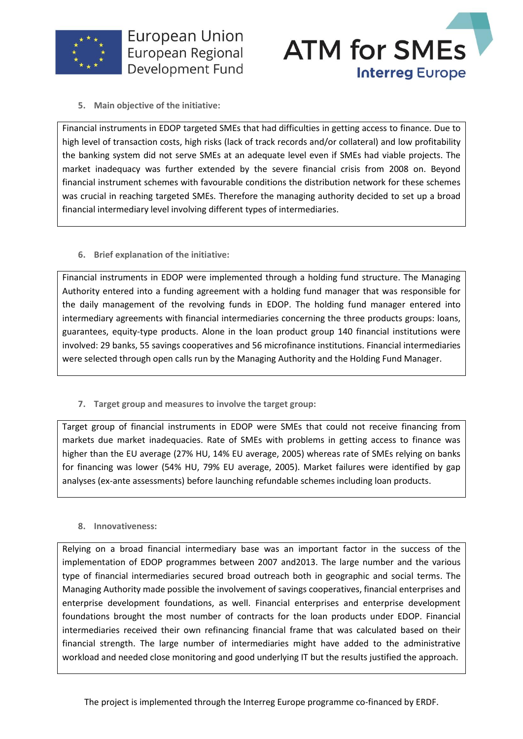**5. Main objective of the initiative:**

Financial instruments in EDOP targeted SMEs that had difficulties in getting access to finance. Due to high level of transaction costs, high risks (lack of track records and/or collateral) and low profitability the banking system did not serve SMEs at an adequate level even if SMEs had viable projects. The market inadequacy was further extended by the severe financial crisis from 2008 on. Beyond financial instrument schemes with favourable conditions the distribution network for these schemes was crucial in reaching targeted SMEs. Therefore the managing authority decided to set up a broad financial intermediary level involving different types of intermediaries.

**6. Brief explanation of the initiative:**

Financial instruments in EDOP were implemented through a holding fund structure. The Managing Authority entered into a funding agreement with a holding fund manager that was responsible for the daily management of the revolving funds in EDOP. The holding fund manager entered into intermediary agreements with financial intermediaries concerning the three products groups: loans, guarantees, equity-type products. Alone in the loan product group 140 financial institutions were involved: 29 banks, 55 savings cooperatives and 56 microfinance institutions. Financial intermediaries were selected through open calls run by the Managing Authority and the Holding Fund Manager.

**7. Target group and measures to involve the target group:**

Target group of financial instruments in EDOP were SMEs that could not receive financing from markets due market inadequacies. Rate of SMEs with problems in getting access to finance was higher than the EU average (27% HU, 14% EU average, 2005) whereas rate of SMEs relying on banks for financing was lower (54% HU, 79% EU average, 2005). Market failures were identified by gap analyses (ex-ante assessments) before launching refundable schemes including loan products.

**8. Innovativeness:**

Relying on a broad financial intermediary base was an important factor in the success of the implementation of EDOP programmes between 2007 and2013. The large number and the various type of financial intermediaries secured broad outreach both in geographic and social terms. The Managing Authority made possible the involvement of savings cooperatives, financial enterprises and enterprise development foundations, as well. Financial enterprises and enterprise development foundations brought the most number of contracts for the loan products under EDOP. Financial intermediaries received their own refinancing financial frame that was calculated based on their financial strength. The large number of intermediaries might have added to the administrative workload and needed close monitoring and good underlying IT but the results justified the approach.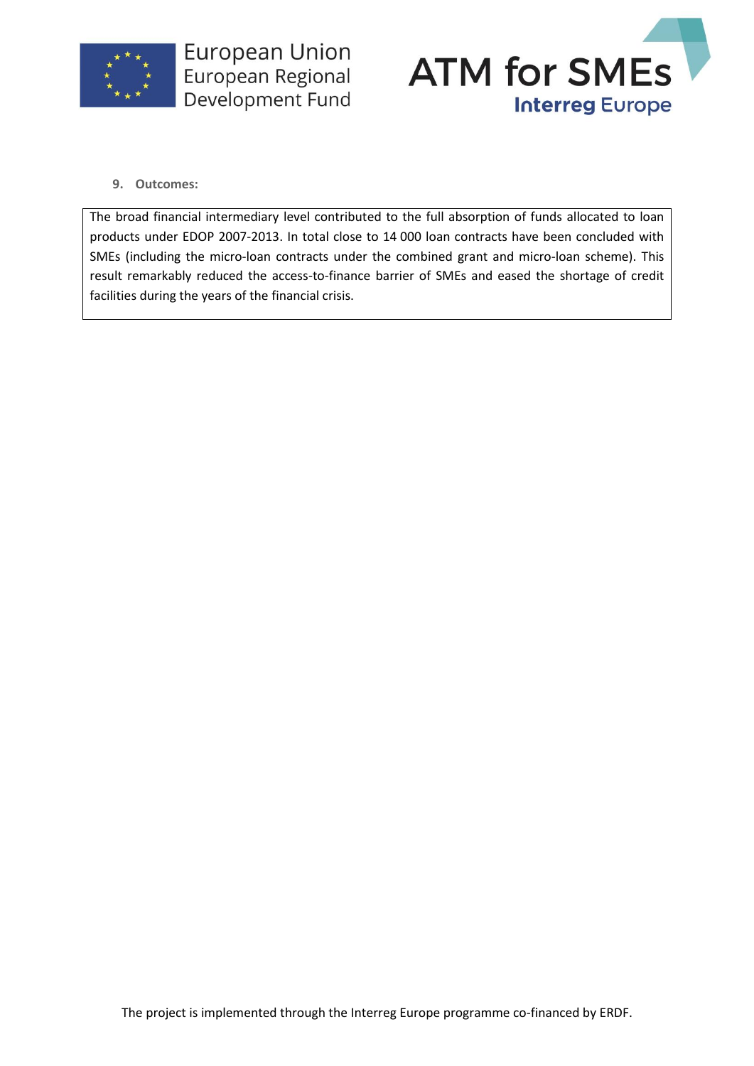9. **Outcomes:**

The broad financial intermediary level contributed to the full absorption of funds allocated to loan products under EDOP 2007-2013. In total close to 14 000 loan contracts have been concluded with SMEs (including the micro-loan contracts under the combined grant and micro-loan scheme). This result remarkably reduced the access-to-finance barrier of SMEs and eased the shortage of credit facilities during the years of the financial crisis.